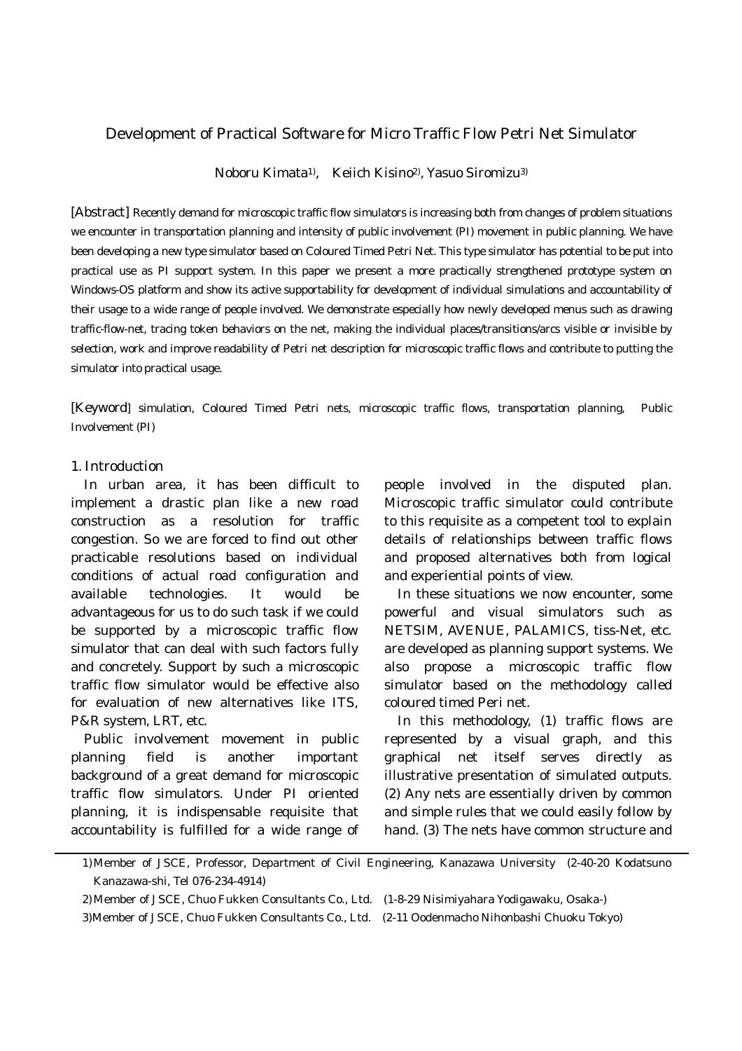# Development of Practical Software for Micro Traffic Flow Petri Net Simulator

Noboru Kimata[1)], Keiich Kisino[2)], Yasuo Siromizu[3)]

[Abstract] Recently demand for microscopic traffic flow simulators is increasing both from changes of problem situations we encounter in transportation planning and intensity of public involvement (PI) movement in public planning. We have been developing a new type simulator based on Coloured Timed Petri Net. This type simulator has potential to be put into practical use as PI support system. In this paper we present a more practically strengthened prototype system on Windows-OS platform and show its active supportability for development of individual simulations and accountability of their usage to a wide range of people involved. We demonstrate especially how newly developed menus such as drawing traffic-flow-net, tracing token behaviors on the net, making the individual places/transitions/arcs visible or invisible by selection, work and improve readability of Petri net description for microscopic traffic flows and contribute to putting the simulator into practical usage.

[Keyword] simulation, Coloured Timed Petri nets, microscopic traffic flows, transportation planning, Public Involvement (PI)

## 1. Introduction

In urban area, it has been difficult to implement a drastic plan like a new road construction as a resolution for traffic congestion. So we are forced to find out other practicable resolutions based on individual conditions of actual road configuration and available technologies. It would be advantageous for us to do such task if we could be supported by a microscopic traffic flow simulator that can deal with such factors fully and concretely. Support by such a microscopic traffic flow simulator would be effective also for evaluation of new alternatives like ITS, P&R system, LRT, etc.

Public involvement movement in public planning field is another important background of a great demand for microscopic traffic flow simulators. Under PI oriented planning, it is indispensable requisite that accountability is fulfilled for a wide range of people involved in the disputed plan. Microscopic traffic simulator could contribute to this requisite as a competent tool to explain details of relationships between traffic flows and proposed alternatives both from logical and experiential points of view.

In these situations we now encounter, some powerful and visual simulators such as NETSIM, AVENUE, PALAMICS, tiss-Net, etc. are developed as planning support systems. We also propose a microscopic traffic flow simulator based on the methodology called coloured timed Peri net.

In this methodology, (1) traffic flows are represented by a visual graph, and this graphical net itself serves directly as illustrative presentation of simulated outputs. (2) Any nets are essentially driven by common and simple rules that we could easily follow by hand. (3) The nets have common structure and

---

1) Member of JSCE, Professor, Department of Civil Engineering, Kanazawa University (2-40-20 Kodatsuno Kanazawa-shi, Tel 076-234-4914)

2) Member of JSCE, Chuo Fukken Consultants Co., Ltd. (1-8-29 Nisimiyahara Yodigawaku, Osaka-)

3) Member of JSCE, Chuo Fukken Consultants Co., Ltd. (2-11 Oodenmacho Nihonbashi Chuoku Tokyo)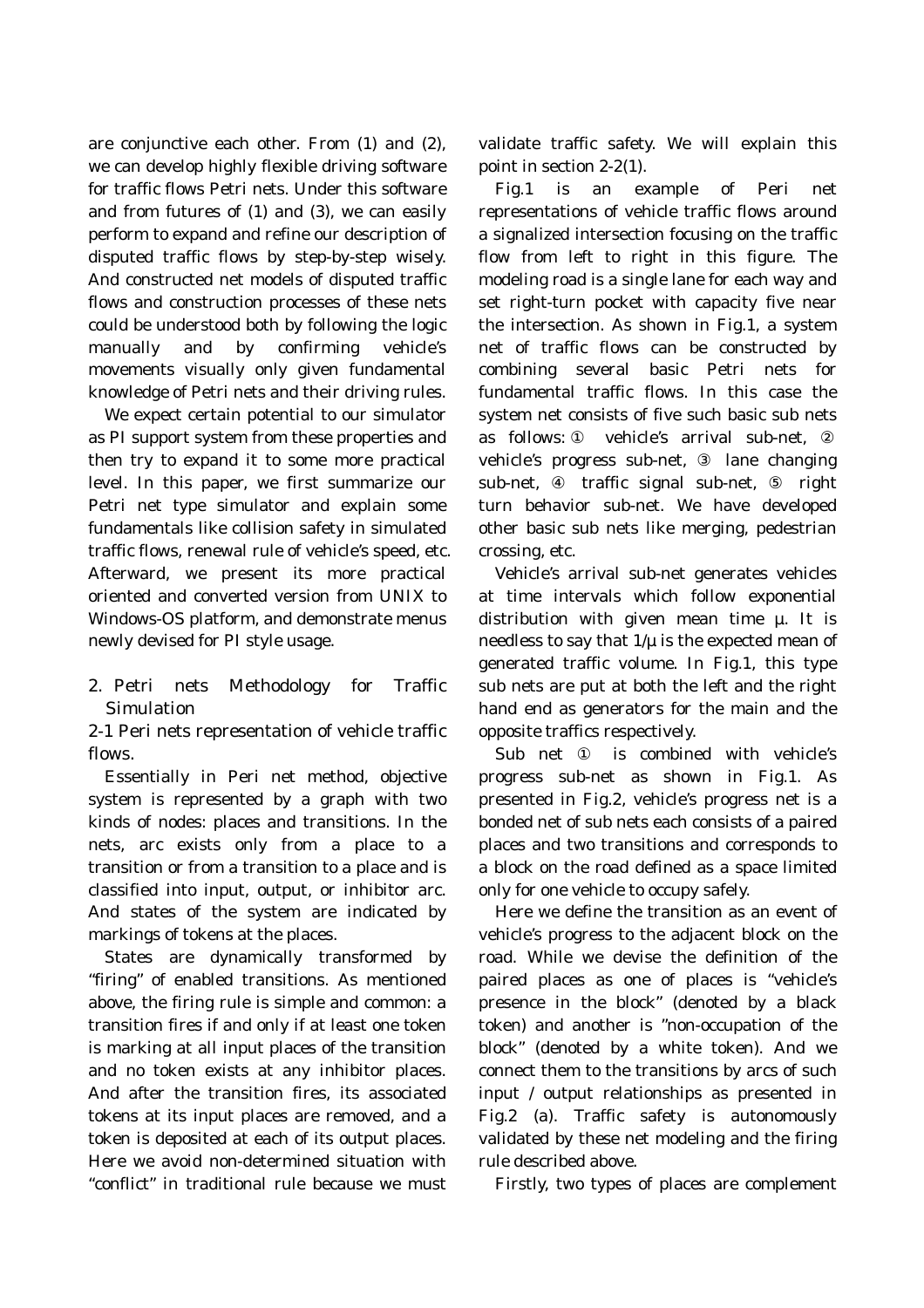are conjunctive each other. From (1) and (2), we can develop highly flexible driving software for traffic flows Petri nets. Under this software and from futures of (1) and (3), we can easily perform to expand and refine our description of disputed traffic flows by step-by-step wisely. And constructed net models of disputed traffic flows and construction processes of these nets could be understood both by following the logic manually and by confirming vehicle's movements visually only given fundamental knowledge of Petri nets and their driving rules.

We expect certain potential to our simulator as PI support system from these properties and then try to expand it to some more practical level. In this paper, we first summarize our Petri net type simulator and explain some fundamentals like collision safety in simulated traffic flows, renewal rule of vehicle's speed, etc. Afterward, we present its more practical oriented and converted version from UNIX to Windows-OS platform, and demonstrate menus newly devised for PI style usage.

## 2. Petri nets Methodology for Traffic Simulation

### 2-1 Peri nets representation of vehicle traffic flows.

Essentially in Peri net method, objective system is represented by a graph with two kinds of nodes: places and transitions. In the nets, arc exists only from a place to a transition or from a transition to a place and is classified into input, output, or inhibitor arc. And states of the system are indicated by markings of tokens at the places.

States are dynamically transformed by "firing" of enabled transitions. As mentioned above, the firing rule is simple and common: a transition fires if and only if at least one token is marking at all input places of the transition and no token exists at any inhibitor places. And after the transition fires, its associated tokens at its input places are removed, and a token is deposited at each of its output places. Here we avoid non-determined situation with "conflict" in traditional rule because we must validate traffic safety. We will explain this point in section 2-2(1).

Fig.1 is an example of Peri net representations of vehicle traffic flows around a signalized intersection focusing on the traffic flow from left to right in this figure. The modeling road is a single lane for each way and set right-turn pocket with capacity five near the intersection. As shown in Fig.1, a system net of traffic flows can be constructed by combining several basic Petri nets for fundamental traffic flows. In this case the system net consists of five such basic sub nets as follows: ① vehicle's arrival sub-net, ② vehicle's progress sub-net, ③ lane changing sub-net, ④ traffic signal sub-net, ⑤ right turn behavior sub-net. We have developed other basic sub nets like merging, pedestrian crossing, etc.

Vehicle's arrival sub-net generates vehicles at time intervals which follow exponential distribution with given mean time μ. It is needless to say that $1/\mu$ is the expected mean of generated traffic volume. In Fig.1, this type sub nets are put at both the left and the right hand end as generators for the main and the opposite traffics respectively.

Sub net ① is combined with vehicle's progress sub-net as shown in Fig.1. As presented in Fig.2, vehicle's progress net is a bonded net of sub nets each consists of a paired places and two transitions and corresponds to a block on the road defined as a space limited only for one vehicle to occupy safely.

Here we define the transition as an event of vehicle's progress to the adjacent block on the road. While we devise the definition of the paired places as one of places is "vehicle's presence in the block" (denoted by a black token) and another is "non-occupation of the block" (denoted by a white token). And we connect them to the transitions by arcs of such input / output relationships as presented in Fig.2 (a). Traffic safety is autonomously validated by these net modeling and the firing rule described above.

Firstly, two types of places are complement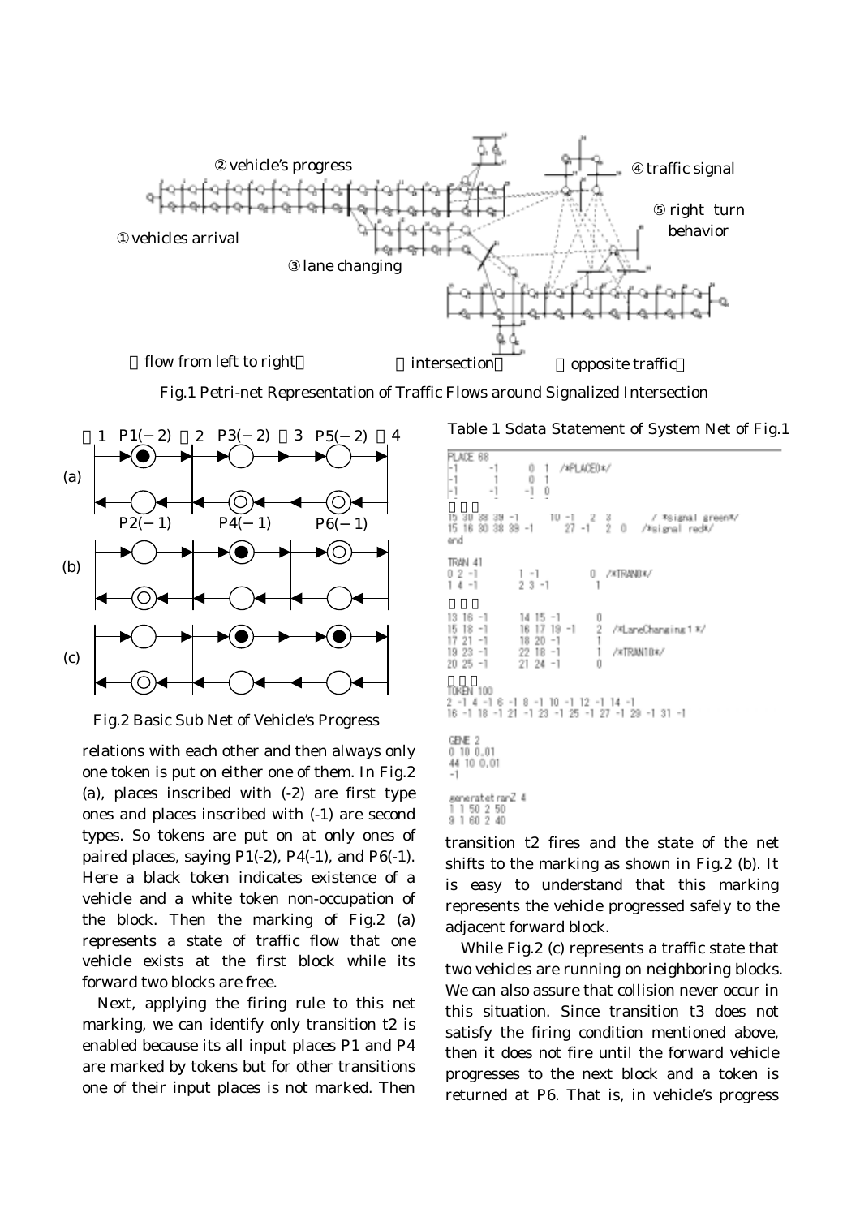Fig.1 Petri-net Representation of Traffic Flows around Signalized Intersection

Fig.2 Basic Sub Net of Vehicle's Progress

Table 1 Sdata Statement of System Net of Fig.1

```
PLACE 68
-1      -1      0  1   /*PLACE0*/
-1       1      0  1
-1      -1     -1  0
・・・
15 30 38 39 -1       10 -1   2  3       / *signal green*/
15 16 30 38 39 -1       27 -1   2  0   /*signal red*/
end

TRAN 41
0 2 -1          1 -1          0  /*TRAN0*/
1 4 -1          2 3 -1          1
・・・
13 16 -1        14 15 -1        0
15 18 -1        16 17 19 -1     2  /*LaneChanging1*/
17 21 -1        18 20 -1        1
19 23 -1        22 18 -1        1  /*TRAN10*/
20 25 -1        21 24 -1        0
・・・
TOKEN 100
2 -1 4 -1 6 -1 8 -1 10 -1 12 -1 14 -1
16 -1 18 -1 21 -1 23 -1 25 -1 27 -1 29 -1 31 -1

GENE 2
0 10 0.01
44 10 0.01
-1

generatetranZ 4
1 1 50 2 50
9 1 60 2 40
```

relations with each other and then always only one token is put on either one of them. In Fig.2 (a), places inscribed with (-2) are first type ones and places inscribed with (-1) are second types. So tokens are put on at only ones of paired places, saying P1(-2), P4(-1), and P6(-1). Here a black token indicates existence of a vehicle and a white token non-occupation of the block. Then the marking of Fig.2 (a) represents a state of traffic flow that one vehicle exists at the first block while its forward two blocks are free.

Next, applying the firing rule to this net marking, we can identify only transition t2 is enabled because its all input places P1 and P4 are marked by tokens but for other transitions one of their input places is not marked. Then transition t2 fires and the state of the net shifts to the marking as shown in Fig.2 (b). It is easy to understand that this marking represents the vehicle progressed safely to the adjacent forward block.

While Fig.2 (c) represents a traffic state that two vehicles are running on neighboring blocks. We can also assure that collision never occur in this situation. Since transition t3 does not satisfy the firing condition mentioned above, then it does not fire until the forward vehicle progresses to the next block and a token is returned at P6. That is, in vehicle's progress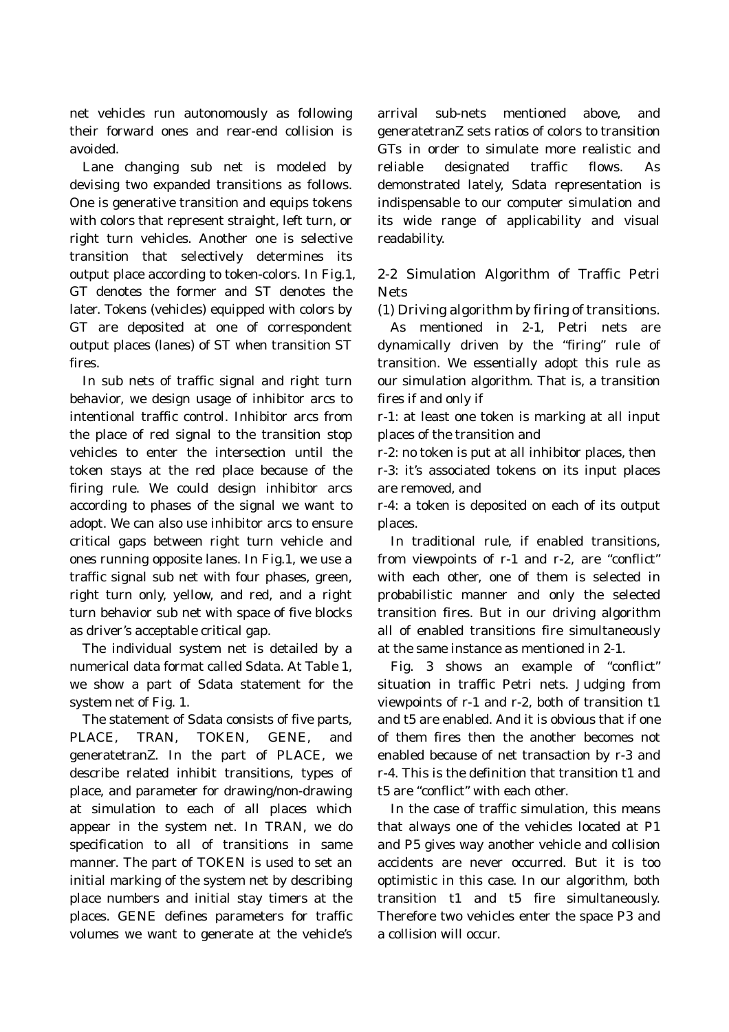net vehicles run autonomously as following their forward ones and rear-end collision is avoided.

Lane changing sub net is modeled by devising two expanded transitions as follows. One is generative transition and equips tokens with colors that represent straight, left turn, or right turn vehicles. Another one is selective transition that selectively determines its output place according to token-colors. In Fig.1, GT denotes the former and ST denotes the later. Tokens (vehicles) equipped with colors by GT are deposited at one of correspondent output places (lanes) of ST when transition ST fires.

In sub nets of traffic signal and right turn behavior, we design usage of inhibitor arcs to intentional traffic control. Inhibitor arcs from the place of red signal to the transition stop vehicles to enter the intersection until the token stays at the red place because of the firing rule. We could design inhibitor arcs according to phases of the signal we want to adopt. We can also use inhibitor arcs to ensure critical gaps between right turn vehicle and ones running opposite lanes. In Fig.1, we use a traffic signal sub net with four phases, green, right turn only, yellow, and red, and a right turn behavior sub net with space of five blocks as driver's acceptable critical gap.

The individual system net is detailed by a numerical data format called Sdata. At Table 1, we show a part of Sdata statement for the system net of Fig. 1.

The statement of Sdata consists of five parts, PLACE, TRAN, TOKEN, GENE, and generatetranZ. In the part of PLACE, we describe related inhibit transitions, types of place, and parameter for drawing/non-drawing at simulation to each of all places which appear in the system net. In TRAN, we do specification to all of transitions in same manner. The part of TOKEN is used to set an initial marking of the system net by describing place numbers and initial stay timers at the places. GENE defines parameters for traffic volumes we want to generate at the vehicle's arrival sub-nets mentioned above, and generatetranZ sets ratios of colors to transition GTs in order to simulate more realistic and reliable designated traffic flows. As demonstrated lately, Sdata representation is indispensable to our computer simulation and its wide range of applicability and visual readability.

## 2-2 Simulation Algorithm of Traffic Petri Nets

### (1) Driving algorithm by firing of transitions.

As mentioned in 2-1, Petri nets are dynamically driven by the "firing" rule of transition. We essentially adopt this rule as our simulation algorithm. That is, a transition fires if and only if

r-1: at least one token is marking at all input places of the transition and

r-2: no token is put at all inhibitor places, then

r-3: it's associated tokens on its input places are removed, and

r-4: a token is deposited on each of its output places.

In traditional rule, if enabled transitions, from viewpoints of r-1 and r-2, are "conflict" with each other, one of them is selected in probabilistic manner and only the selected transition fires. But in our driving algorithm all of enabled transitions fire simultaneously at the same instance as mentioned in 2-1.

Fig. 3 shows an example of "conflict" situation in traffic Petri nets. Judging from viewpoints of r-1 and r-2, both of transition t1 and t5 are enabled. And it is obvious that if one of them fires then the another becomes not enabled because of net transaction by r-3 and r-4. This is the definition that transition t1 and t5 are "conflict" with each other.

In the case of traffic simulation, this means that always one of the vehicles located at P1 and P5 gives way another vehicle and collision accidents are never occurred. But it is too optimistic in this case. In our algorithm, both transition t1 and t5 fire simultaneously. Therefore two vehicles enter the space P3 and a collision will occur.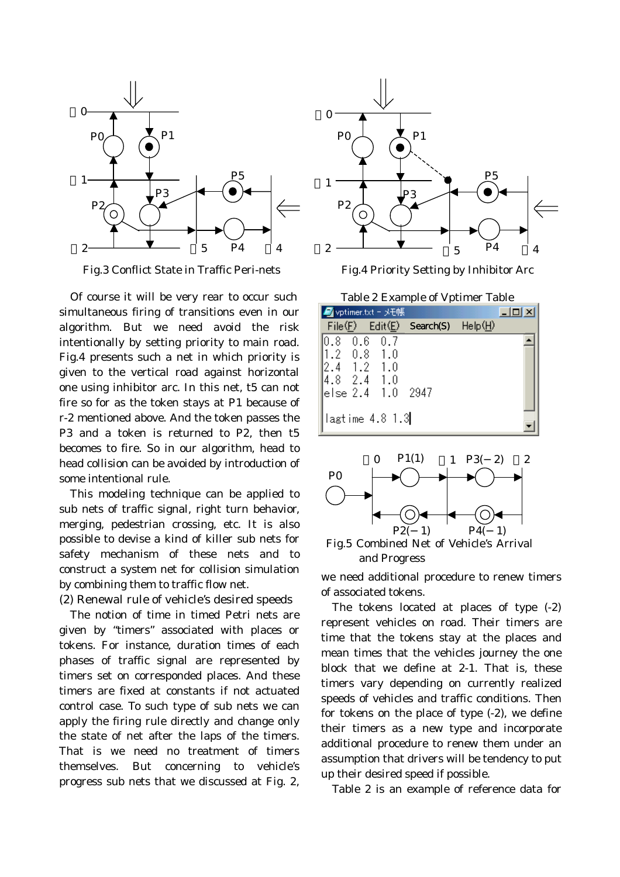Fig.3 Conflict State in Traffic Peri-nets

Fig.4 Priority Setting by Inhibitor Arc

Of course it will be very rear to occur such simultaneous firing of transitions even in our algorithm. But we need avoid the risk intentionally by setting priority to main road. Fig.4 presents such a net in which priority is given to the vertical road against horizontal one using inhibitor arc. In this net, t5 can not fire so for as the token stays at P1 because of r-2 mentioned above. And the token passes the P3 and a token is returned to P2, then t5 becomes to fire. So in our algorithm, head to head collision can be avoided by introduction of some intentional rule.

This modeling technique can be applied to sub nets of traffic signal, right turn behavior, merging, pedestrian crossing, etc. It is also possible to devise a kind of killer sub nets for safety mechanism of these nets and to construct a system net for collision simulation by combining them to traffic flow net.

(2) Renewal rule of vehicle's desired speeds

The notion of time in timed Petri nets are given by "timers" associated with places or tokens. For instance, duration times of each phases of traffic signal are represented by timers set on corresponded places. And these timers are fixed at constants if not actuated control case. To such type of sub nets we can apply the firing rule directly and change only the state of net after the laps of the timers. That is we need no treatment of timers themselves. But concerning to vehicle's progress sub nets that we discussed at Fig. 2,

Table 2 Example of Vptimer Table

```
vptimer.txt - メモ帳
File(F)  Edit(E)  Search(S)  Help(H)
0.8  0.6  0.7
1.2  0.8  1.0
2.4  1.2  1.0
4.8  2.4  1.0
else 2.4  1.0  2947

lagtime 4.8 1.3
```

Fig.5 Combined Net of Vehicle's Arrival and Progress

we need additional procedure to renew timers of associated tokens.

The tokens located at places of type (-2) represent vehicles on road. Their timers are time that the tokens stay at the places and mean times that the vehicles journey the one block that we define at 2-1. That is, these timers vary depending on currently realized speeds of vehicles and traffic conditions. Then for tokens on the place of type (-2), we define their timers as a new type and incorporate additional procedure to renew them under an assumption that drivers will be tendency to put up their desired speed if possible.

Table 2 is an example of reference data for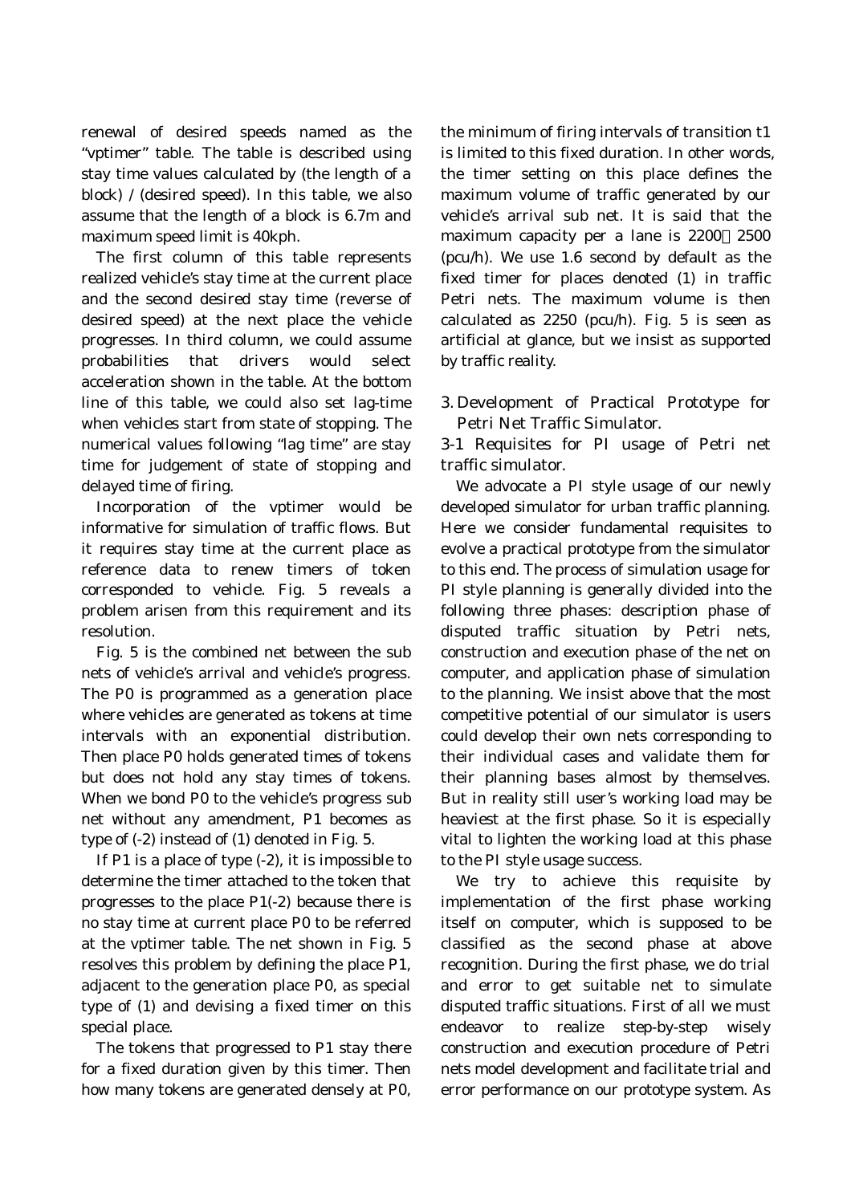renewal of desired speeds named as the "vptimer" table. The table is described using stay time values calculated by (the length of a block) / (desired speed). In this table, we also assume that the length of a block is 6.7m and maximum speed limit is 40kph.

The first column of this table represents realized vehicle's stay time at the current place and the second desired stay time (reverse of desired speed) at the next place the vehicle progresses. In third column, we could assume probabilities that drivers would select acceleration shown in the table. At the bottom line of this table, we could also set lag-time when vehicles start from state of stopping. The numerical values following "lag time" are stay time for judgement of state of stopping and delayed time of firing.

Incorporation of the vptimer would be informative for simulation of traffic flows. But it requires stay time at the current place as reference data to renew timers of token corresponded to vehicle. Fig. 5 reveals a problem arisen from this requirement and its resolution.

Fig. 5 is the combined net between the sub nets of vehicle's arrival and vehicle's progress. The P0 is programmed as a generation place where vehicles are generated as tokens at time intervals with an exponential distribution. Then place P0 holds generated times of tokens but does not hold any stay times of tokens. When we bond P0 to the vehicle's progress sub net without any amendment, P1 becomes as type of (-2) instead of (1) denoted in Fig. 5.

If P1 is a place of type (-2), it is impossible to determine the timer attached to the token that progresses to the place P1(-2) because there is no stay time at current place P0 to be referred at the vptimer table. The net shown in Fig. 5 resolves this problem by defining the place P1, adjacent to the generation place P0, as special type of (1) and devising a fixed timer on this special place.

The tokens that progressed to P1 stay there for a fixed duration given by this timer. Then how many tokens are generated densely at P0, the minimum of firing intervals of transition t1 is limited to this fixed duration. In other words, the timer setting on this place defines the maximum volume of traffic generated by our vehicle's arrival sub net. It is said that the maximum capacity per a lane is 2200～2500 (pcu/h). We use 1.6 second by default as the fixed timer for places denoted (1) in traffic Petri nets. The maximum volume is then calculated as 2250 (pcu/h). Fig. 5 is seen as artificial at glance, but we insist as supported by traffic reality.

## 3. Development of Practical Prototype for Petri Net Traffic Simulator.

### 3-1 Requisites for PI usage of Petri net traffic simulator.

We advocate a PI style usage of our newly developed simulator for urban traffic planning. Here we consider fundamental requisites to evolve a practical prototype from the simulator to this end. The process of simulation usage for PI style planning is generally divided into the following three phases: description phase of disputed traffic situation by Petri nets, construction and execution phase of the net on computer, and application phase of simulation to the planning. We insist above that the most competitive potential of our simulator is users could develop their own nets corresponding to their individual cases and validate them for their planning bases almost by themselves. But in reality still user's working load may be heaviest at the first phase. So it is especially vital to lighten the working load at this phase to the PI style usage success.

We try to achieve this requisite by implementation of the first phase working itself on computer, which is supposed to be classified as the second phase at above recognition. During the first phase, we do trial and error to get suitable net to simulate disputed traffic situations. First of all we must endeavor to realize step-by-step wisely construction and execution procedure of Petri nets model development and facilitate trial and error performance on our prototype system. As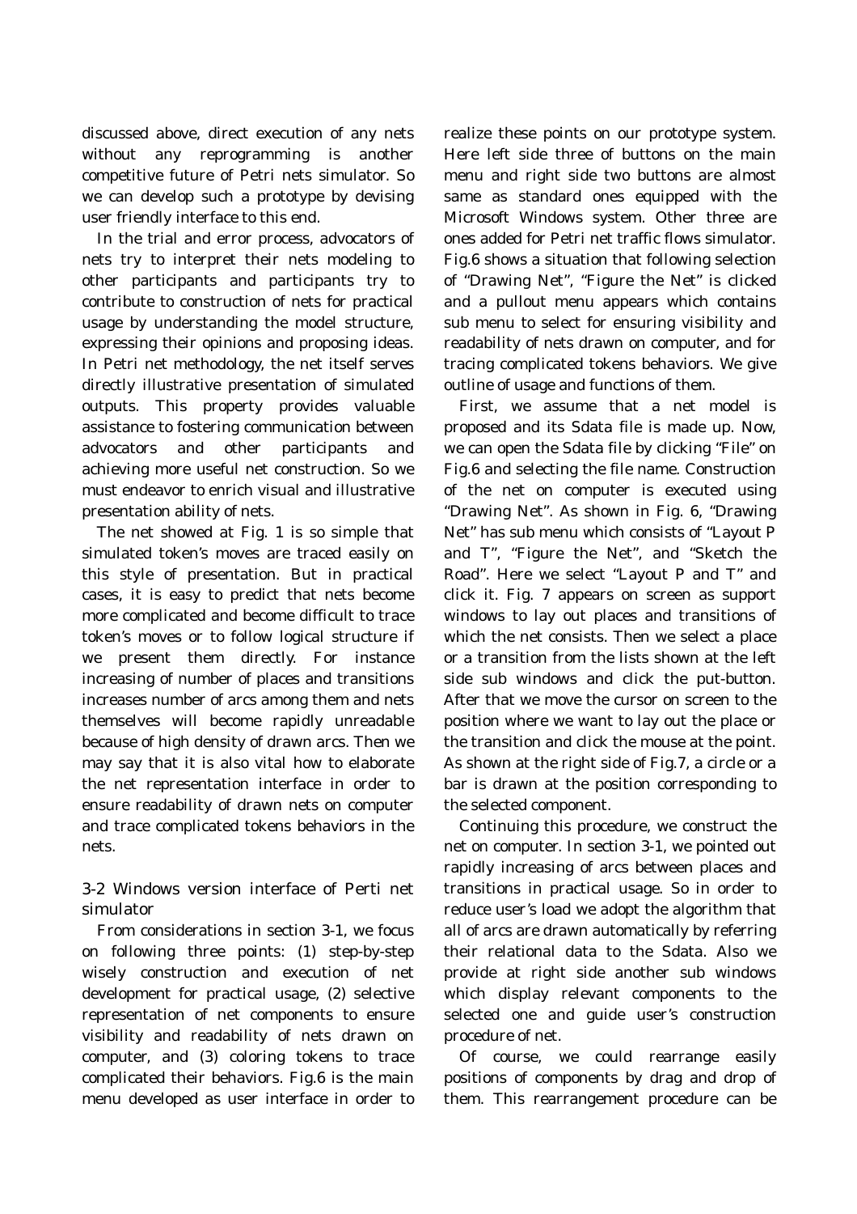discussed above, direct execution of any nets without any reprogramming is another competitive future of Petri nets simulator. So we can develop such a prototype by devising user friendly interface to this end.

In the trial and error process, advocators of nets try to interpret their nets modeling to other participants and participants try to contribute to construction of nets for practical usage by understanding the model structure, expressing their opinions and proposing ideas. In Petri net methodology, the net itself serves directly illustrative presentation of simulated outputs. This property provides valuable assistance to fostering communication between advocators and other participants and achieving more useful net construction. So we must endeavor to enrich visual and illustrative presentation ability of nets.

The net showed at Fig. 1 is so simple that simulated token's moves are traced easily on this style of presentation. But in practical cases, it is easy to predict that nets become more complicated and become difficult to trace token's moves or to follow logical structure if we present them directly. For instance increasing of number of places and transitions increases number of arcs among them and nets themselves will become rapidly unreadable because of high density of drawn arcs. Then we may say that it is also vital how to elaborate the net representation interface in order to ensure readability of drawn nets on computer and trace complicated tokens behaviors in the nets.

## 3-2 Windows version interface of Perti net simulator

From considerations in section 3-1, we focus on following three points: (1) step-by-step wisely construction and execution of net development for practical usage, (2) selective representation of net components to ensure visibility and readability of nets drawn on computer, and (3) coloring tokens to trace complicated their behaviors. Fig.6 is the main menu developed as user interface in order to realize these points on our prototype system. Here left side three of buttons on the main menu and right side two buttons are almost same as standard ones equipped with the Microsoft Windows system. Other three are ones added for Petri net traffic flows simulator. Fig.6 shows a situation that following selection of "Drawing Net", "Figure the Net" is clicked and a pullout menu appears which contains sub menu to select for ensuring visibility and readability of nets drawn on computer, and for tracing complicated tokens behaviors. We give outline of usage and functions of them.

First, we assume that a net model is proposed and its Sdata file is made up. Now, we can open the Sdata file by clicking "File" on Fig.6 and selecting the file name. Construction of the net on computer is executed using "Drawing Net". As shown in Fig. 6, "Drawing Net" has sub menu which consists of "Layout P and T", "Figure the Net", and "Sketch the Road". Here we select "Layout P and T" and click it. Fig. 7 appears on screen as support windows to lay out places and transitions of which the net consists. Then we select a place or a transition from the lists shown at the left side sub windows and click the put-button. After that we move the cursor on screen to the position where we want to lay out the place or the transition and click the mouse at the point. As shown at the right side of Fig.7, a circle or a bar is drawn at the position corresponding to the selected component.

Continuing this procedure, we construct the net on computer. In section 3-1, we pointed out rapidly increasing of arcs between places and transitions in practical usage. So in order to reduce user's load we adopt the algorithm that all of arcs are drawn automatically by referring their relational data to the Sdata. Also we provide at right side another sub windows which display relevant components to the selected one and guide user's construction procedure of net.

Of course, we could rearrange easily positions of components by drag and drop of them. This rearrangement procedure can be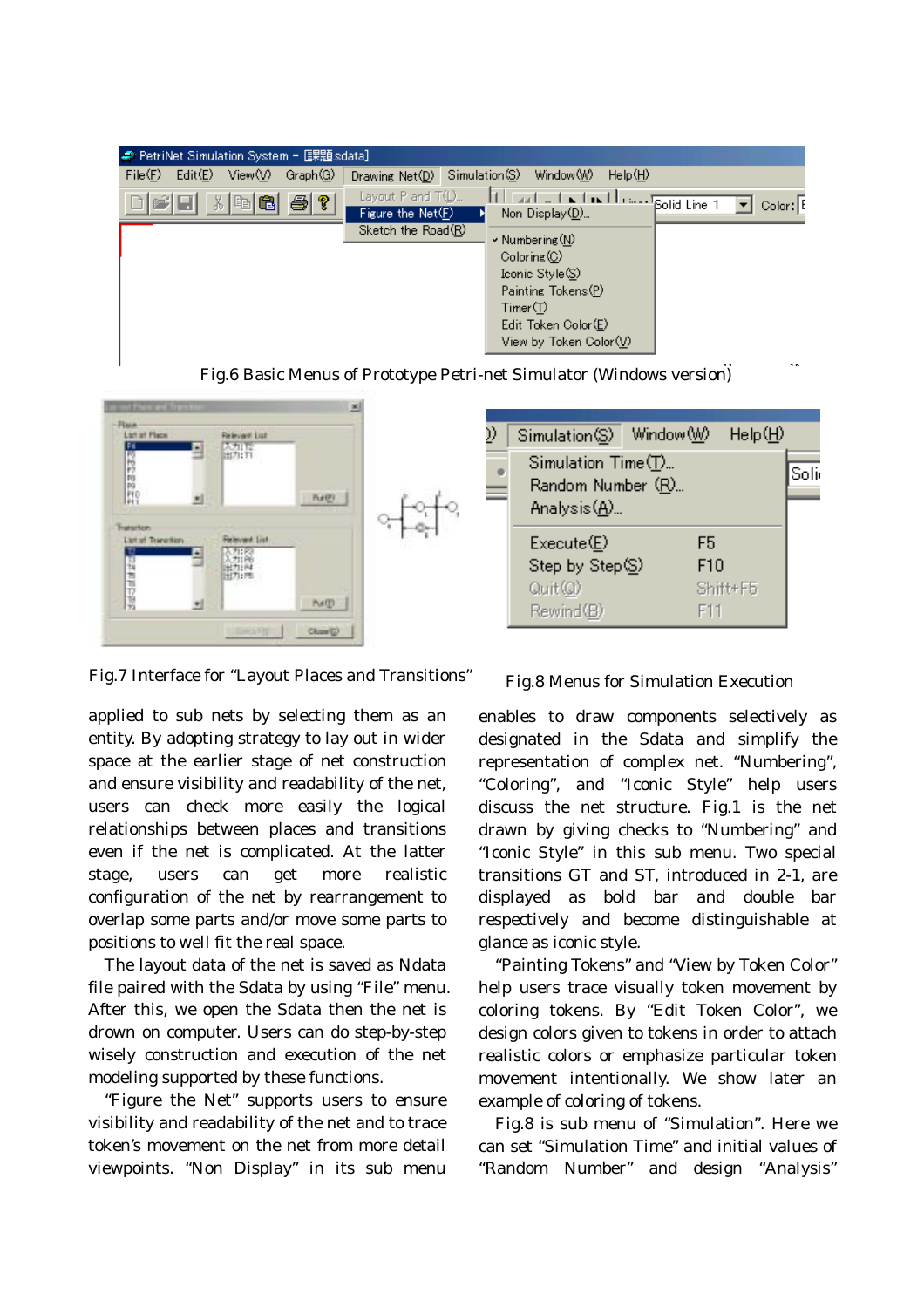Fig.6 Basic Menus of Prototype Petri-net Simulator (Windows version)

Fig.7 Interface for "Layout Places and Transitions"

Fig.8 Menus for Simulation Execution

applied to sub nets by selecting them as an entity. By adopting strategy to lay out in wider space at the earlier stage of net construction and ensure visibility and readability of the net, users can check more easily the logical relationships between places and transitions even if the net is complicated. At the latter stage, users can get more realistic configuration of the net by rearrangement to overlap some parts and/or move some parts to positions to well fit the real space.

The layout data of the net is saved as Ndata file paired with the Sdata by using "File" menu. After this, we open the Sdata then the net is drawn on computer. Users can do step-by-step wisely construction and execution of the net modeling supported by these functions.

"Figure the Net" supports users to ensure visibility and readability of the net and to trace token's movement on the net from more detail viewpoints. "Non Display" in its sub menu enables to draw components selectively as designated in the Sdata and simplify the representation of complex net. "Numbering", "Coloring", and "Iconic Style" help users discuss the net structure. Fig.1 is the net drawn by giving checks to "Numbering" and "Iconic Style" in this sub menu. Two special transitions GT and ST, introduced in 2-1, are displayed as bold bar and double bar respectively and become distinguishable at glance as iconic style.

"Painting Tokens" and "View by Token Color" help users trace visually token movement by coloring tokens. By "Edit Token Color", we design colors given to tokens in order to attach realistic colors or emphasize particular token movement intentionally. We show later an example of coloring of tokens.

Fig.8 is sub menu of "Simulation". Here we can set "Simulation Time" and initial values of "Random Number" and design "Analysis"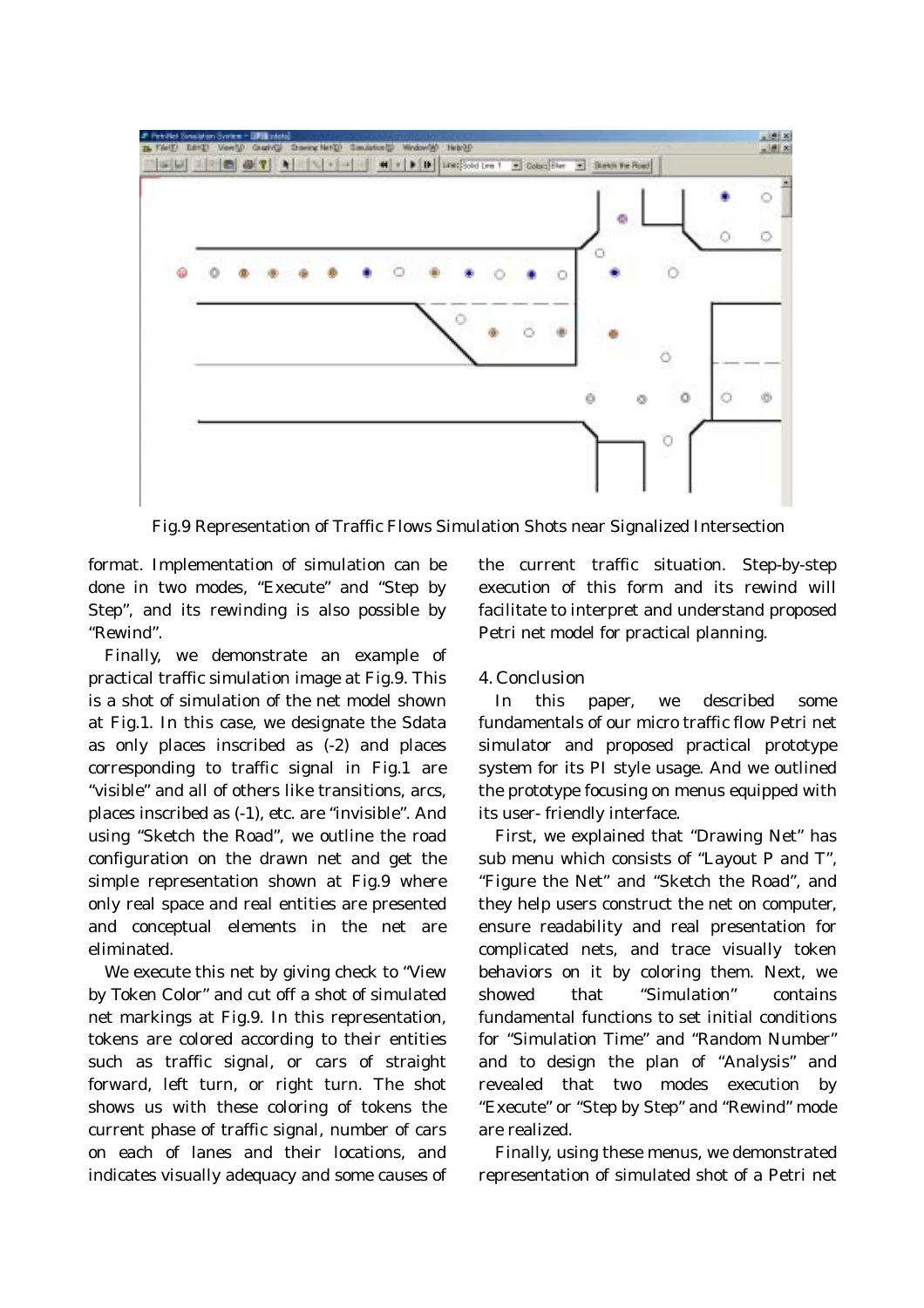Fig.9 Representation of Traffic Flows Simulation Shots near Signalized Intersection

format. Implementation of simulation can be done in two modes, "Execute" and "Step by Step", and its rewinding is also possible by "Rewind".

Finally, we demonstrate an example of practical traffic simulation image at Fig.9. This is a shot of simulation of the net model shown at Fig.1. In this case, we designate the Sdata as only places inscribed as (-2) and places corresponding to traffic signal in Fig.1 are "visible" and all of others like transitions, arcs, places inscribed as (-1), etc. are "invisible". And using "Sketch the Road", we outline the road configuration on the drawn net and get the simple representation shown at Fig.9 where only real space and real entities are presented and conceptual elements in the net are eliminated.

We execute this net by giving check to "View by Token Color" and cut off a shot of simulated net markings at Fig.9. In this representation, tokens are colored according to their entities such as traffic signal, or cars of straight forward, left turn, or right turn. The shot shows us with these coloring of tokens the current phase of traffic signal, number of cars on each of lanes and their locations, and indicates visually adequacy and some causes of the current traffic situation. Step-by-step execution of this form and its rewind will facilitate to interpret and understand proposed Petri net model for practical planning.

## 4. Conclusion

In this paper, we described some fundamentals of our micro traffic flow Petri net simulator and proposed practical prototype system for its PI style usage. And we outlined the prototype focusing on menus equipped with its user- friendly interface.

First, we explained that "Drawing Net" has sub menu which consists of "Layout P and T", "Figure the Net" and "Sketch the Road", and they help users construct the net on computer, ensure readability and real presentation for complicated nets, and trace visually token behaviors on it by coloring them. Next, we showed that "Simulation" contains fundamental functions to set initial conditions for "Simulation Time" and "Random Number" and to design the plan of "Analysis" and revealed that two modes execution by "Execute" or "Step by Step" and "Rewind" mode are realized.

Finally, using these menus, we demonstrated representation of simulated shot of a Petri net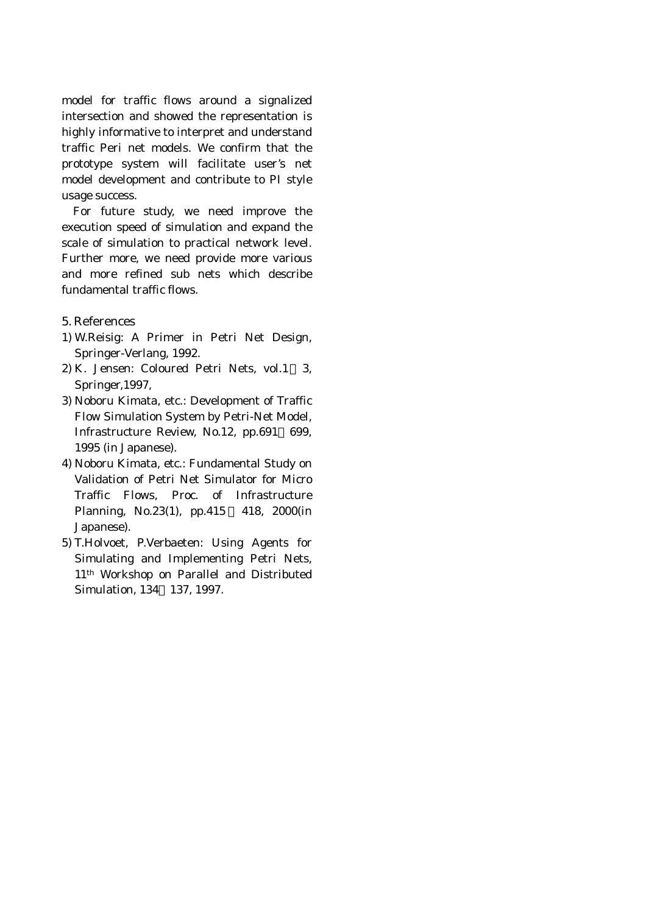model for traffic flows around a signalized intersection and showed the representation is highly informative to interpret and understand traffic Peri net models. We confirm that the prototype system will facilitate user's net model development and contribute to PI style usage success.

For future study, we need improve the execution speed of simulation and expand the scale of simulation to practical network level. Further more, we need provide more various and more refined sub nets which describe fundamental traffic flows.

## 5. References

1) W.Reisig: A Primer in Petri Net Design, Springer-Verlang, 1992.
2) K. Jensen: Coloured Petri Nets, vol.1～3, Springer,1997,
3) Noboru Kimata, etc.: Development of Traffic Flow Simulation System by Petri-Net Model, Infrastructure Review, No.12, pp.691～699, 1995 (in Japanese).
4) Noboru Kimata, etc.: Fundamental Study on Validation of Petri Net Simulator for Micro Traffic Flows, Proc. of Infrastructure Planning, No.23(1), pp.415～418, 2000(in Japanese).
5) T.Holvoet, P.Verbaeten: Using Agents for Simulating and Implementing Petri Nets, 11th Workshop on Parallel and Distributed Simulation, 134～137, 1997.